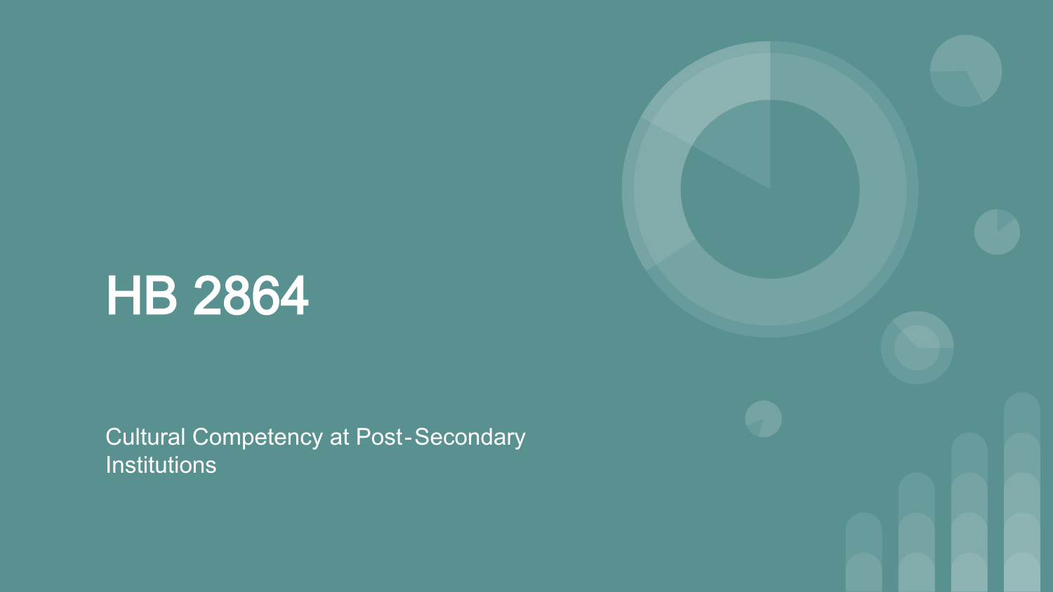# HB 2864

Cultural Competency at Post-Secondary Institutions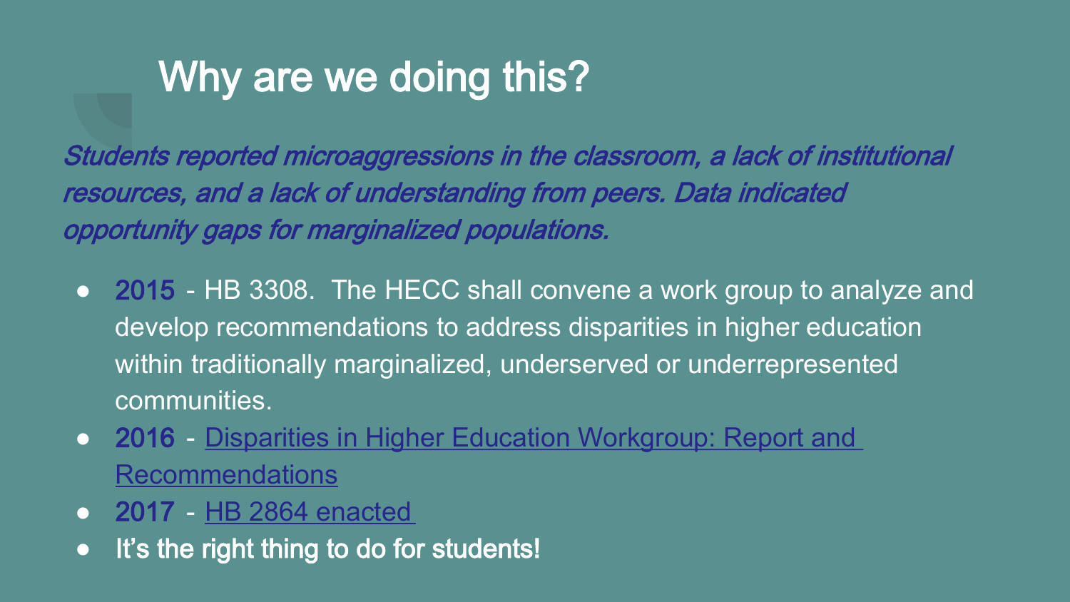# Why are we doing this?

*Students reported microaggressions in the classroom, a lack of institutional resources, and a lack of understanding from peers. Data indicated opportunity gaps for marginalized populations.*

- **2015** - HB 3308. The HECC shall convene a work group to analyze and develop recommendations to address disparities in higher education within traditionally marginalized, underserved or underrepresented communities.
- **2016** - Disparities in Higher Education Workgroup: Report and Recommendations
- **2017** - HB 2864 enacted
- **It's the right thing to do for students!**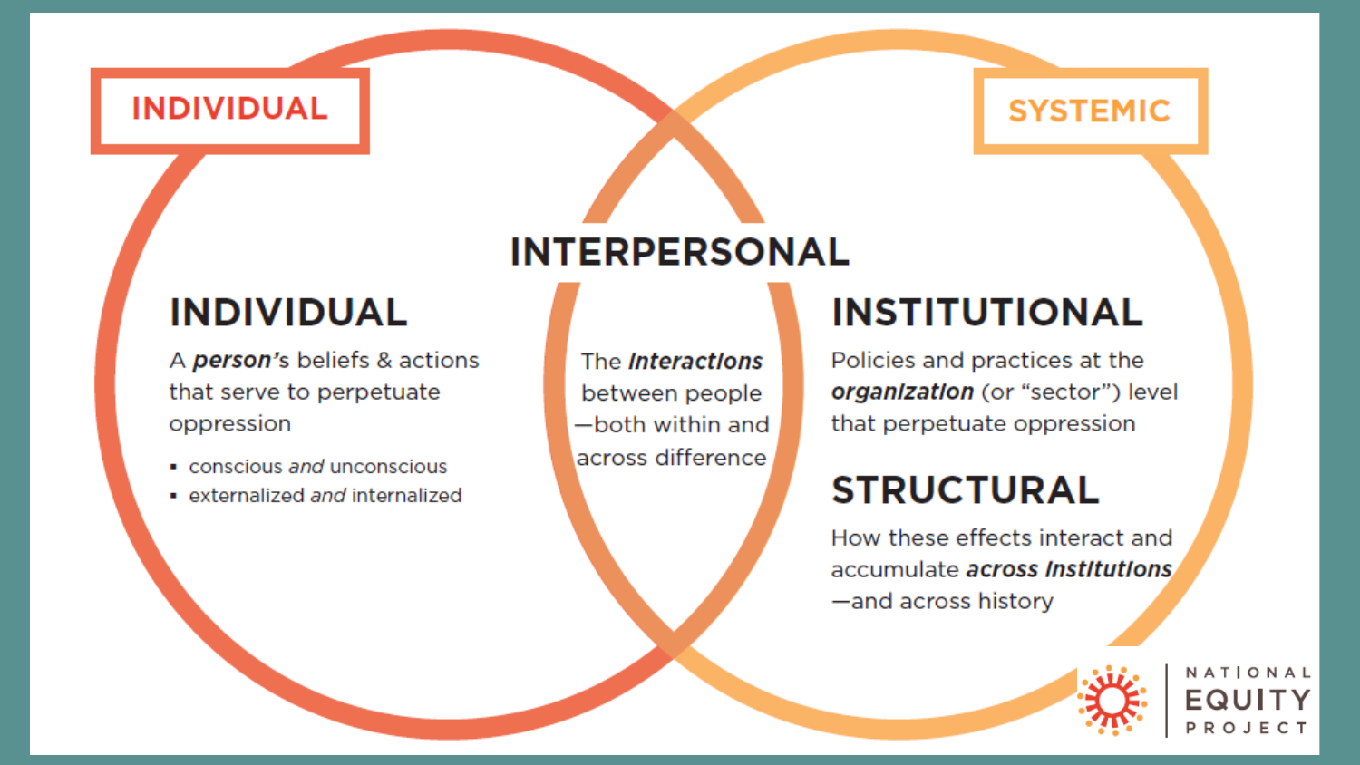INDIVIDUAL

SYSTEMIC

## INTERPERSONAL

The ***Interactions*** between people—both within and across difference

## INDIVIDUAL

A ***person's*** beliefs & actions that serve to perpetuate oppression

- conscious *and* unconscious
- externalized *and* internalized

## INSTITUTIONAL

Policies and practices at the ***organization*** (or "sector") level that perpetuate oppression

## STRUCTURAL

How these effects interact and accumulate ***across institutions***—and across history

NATIONAL EQUITY PROJECT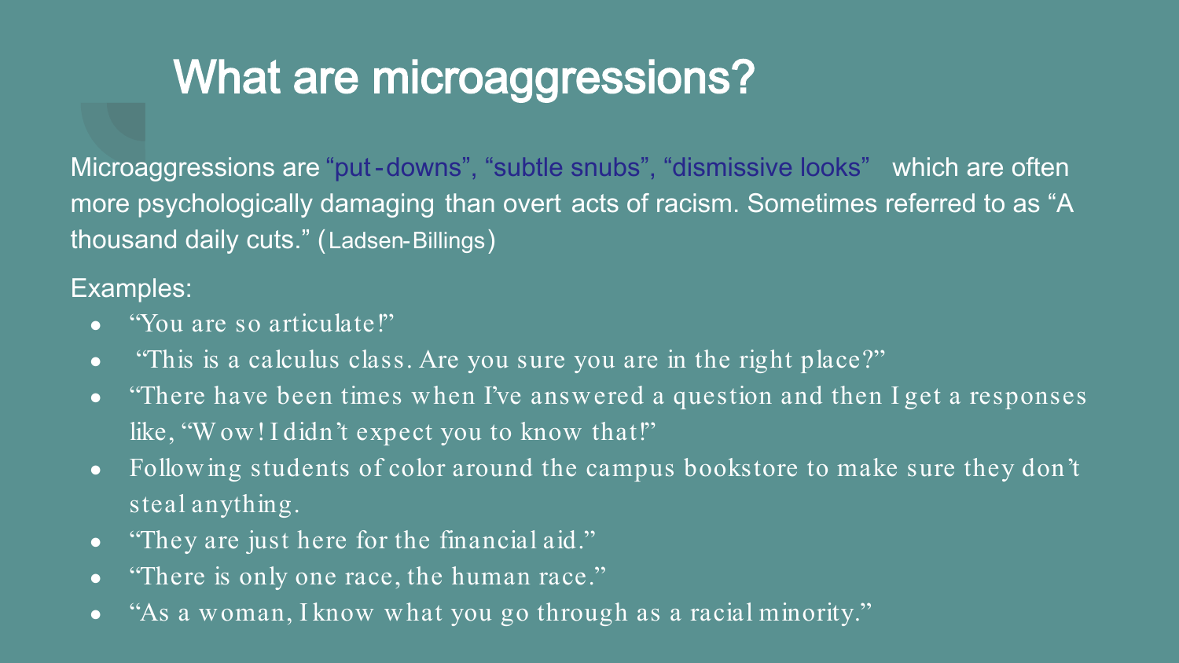# What are microaggressions?

Microaggressions are "put-downs", "subtle snubs", "dismissive looks" which are often more psychologically damaging than overt acts of racism. Sometimes referred to as "A thousand daily cuts." (Ladsen-Billings)

Examples:

- "You are so articulate!"
- "This is a calculus class. Are you sure you are in the right place?"
- "There have been times when I've answered a question and then I get a responses like, "Wow! I didn't expect you to know that!"
- Following students of color around the campus bookstore to make sure they don't steal anything.
- "They are just here for the financial aid."
- "There is only one race, the human race."
- "As a woman, I know what you go through as a racial minority."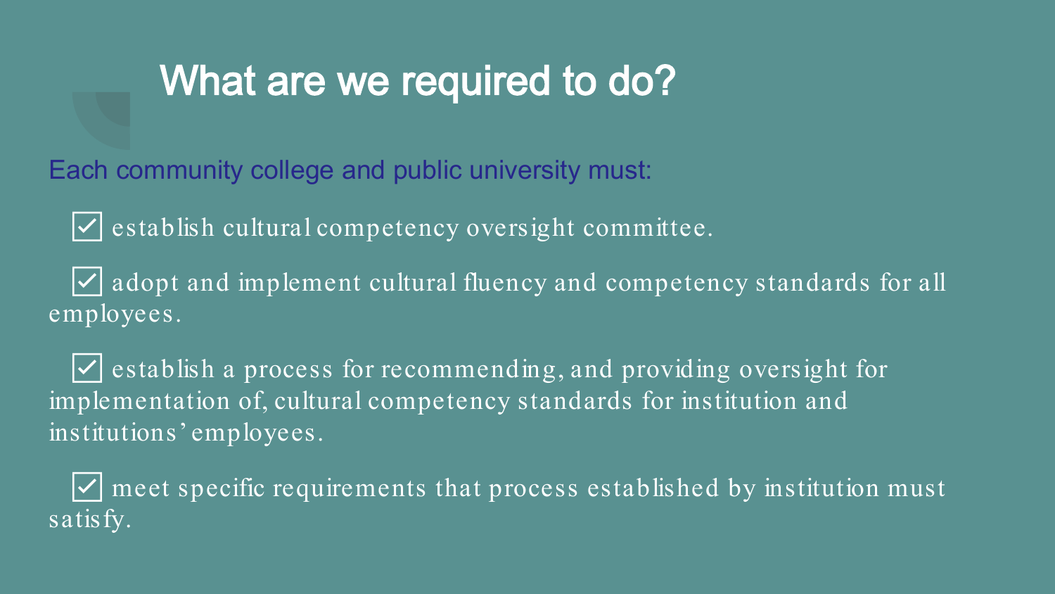# What are we required to do?

Each community college and public university must:

- ☑ establish cultural competency oversight committee.
- ☑ adopt and implement cultural fluency and competency standards for all employees.
- ☑ establish a process for recommending, and providing oversight for implementation of, cultural competency standards for institution and institutions' employees.
- ☑ meet specific requirements that process established by institution must satisfy.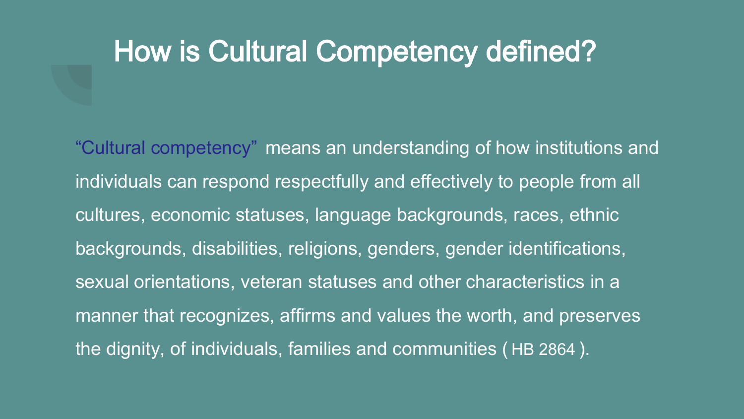# How is Cultural Competency defined?

"Cultural competency" means an understanding of how institutions and individuals can respond respectfully and effectively to people from all cultures, economic statuses, language backgrounds, races, ethnic backgrounds, disabilities, religions, genders, gender identifications, sexual orientations, veteran statuses and other characteristics in a manner that recognizes, affirms and values the worth, and preserves the dignity, of individuals, families and communities ( HB 2864 ).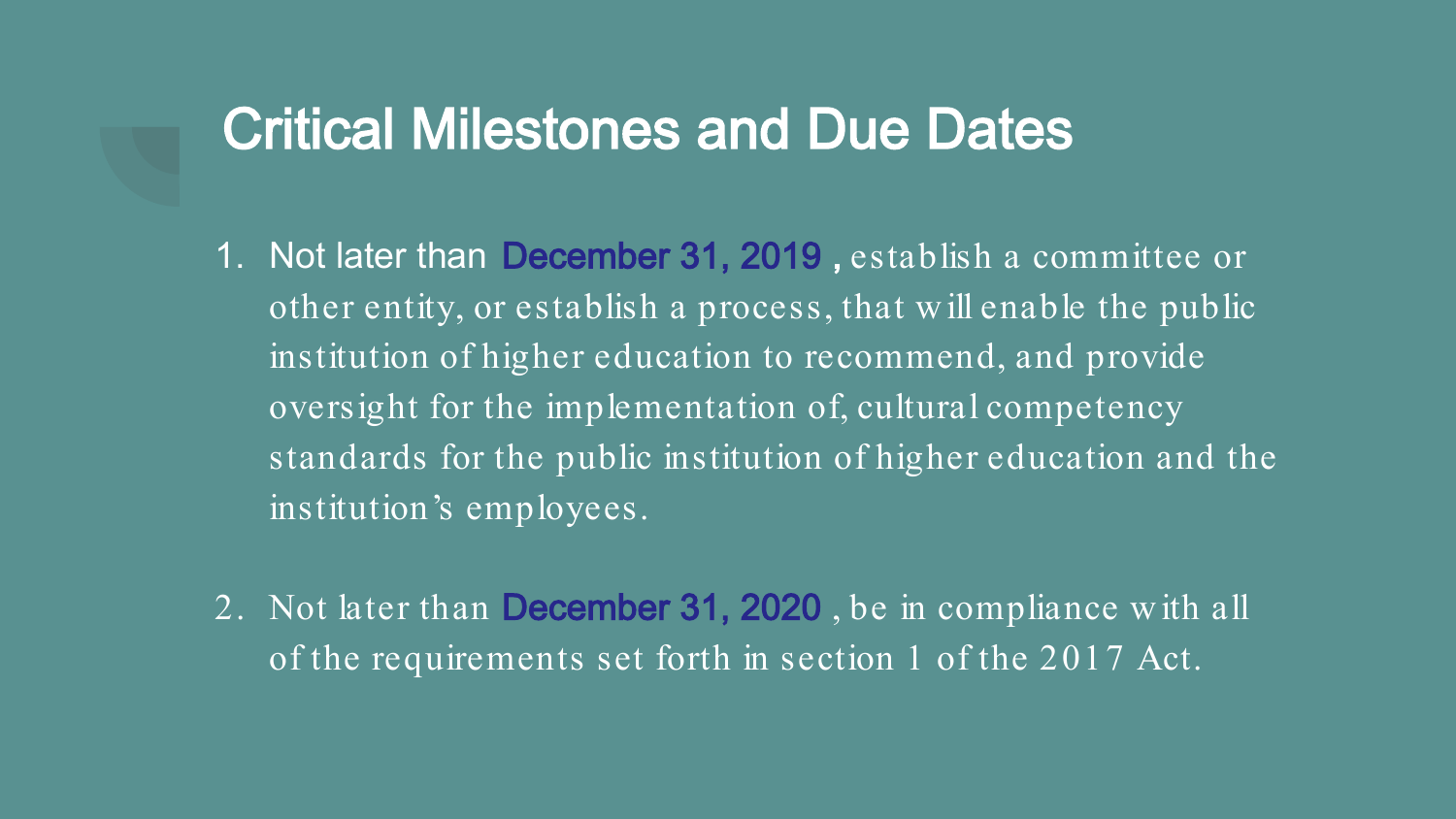# Critical Milestones and Due Dates

1. Not later than December 31, 2019 , establish a committee or other entity, or establish a process, that will enable the public institution of higher education to recommend, and provide oversight for the implementation of, cultural competency standards for the public institution of higher education and the institution's employees.

2. Not later than December 31, 2020 , be in compliance with all of the requirements set forth in section 1 of the 2017 Act.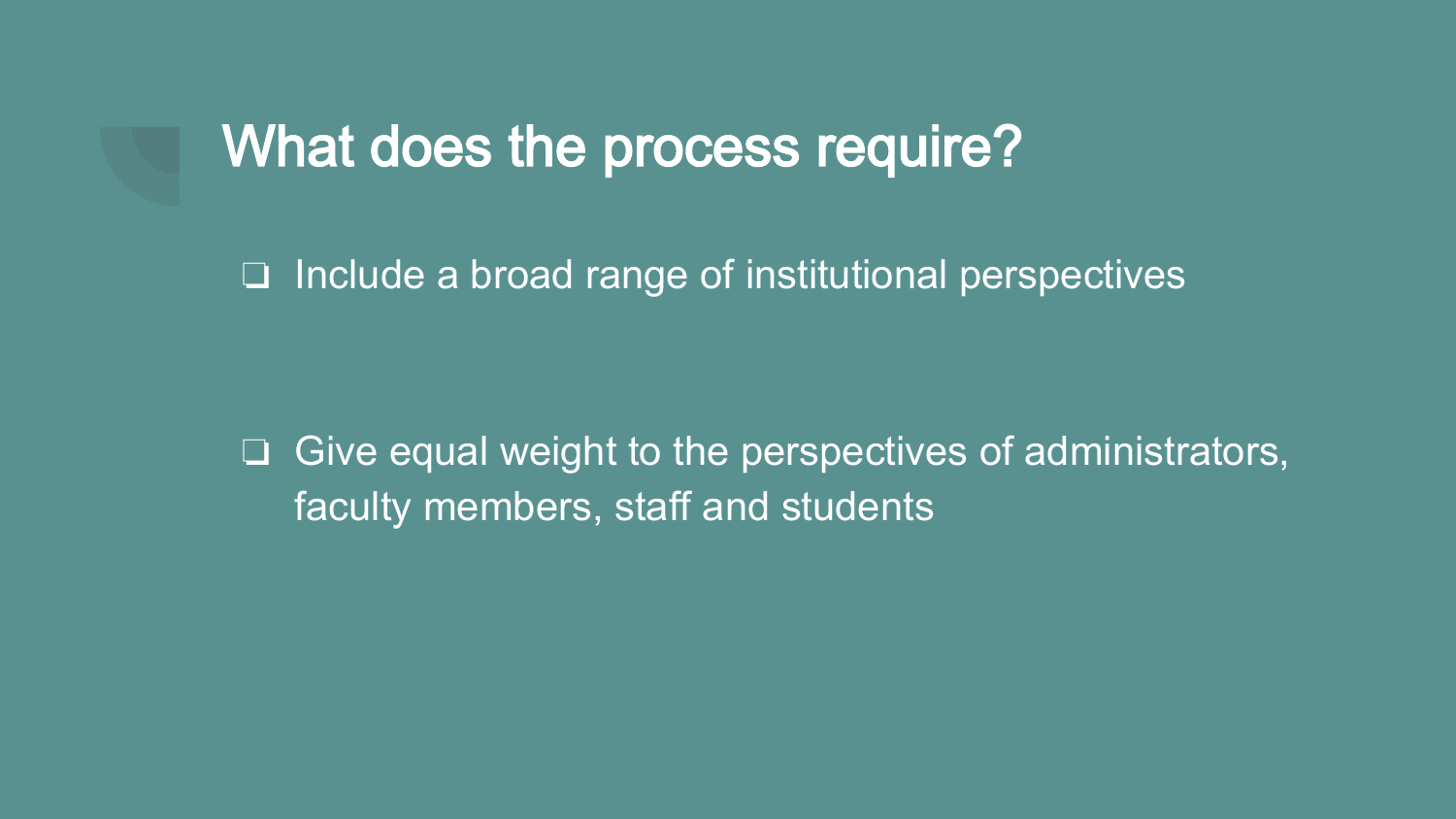## What does the process require?

- Include a broad range of institutional perspectives

- Give equal weight to the perspectives of administrators, faculty members, staff and students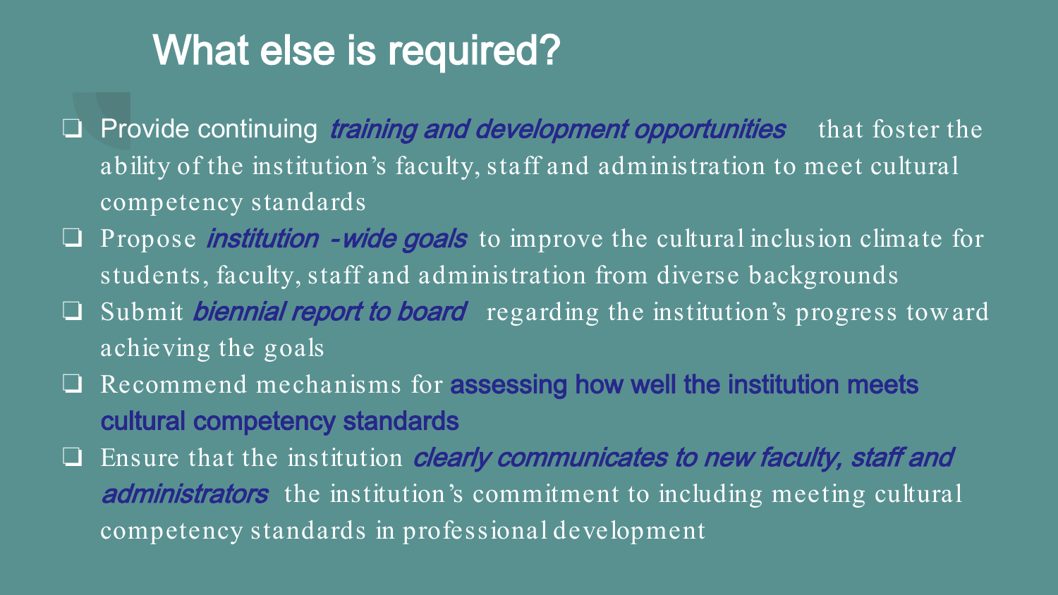# What else is required?

- Provide continuing *training and development opportunities* that foster the ability of the institution's faculty, staff and administration to meet cultural competency standards
- Propose *institution -wide goals* to improve the cultural inclusion climate for students, faculty, staff and administration from diverse backgrounds
- Submit *biennial report to board* regarding the institution's progress toward achieving the goals
- Recommend mechanisms for **assessing how well the institution meets cultural competency standards**
- Ensure that the institution *clearly communicates to new faculty, staff and administrators* the institution's commitment to including meeting cultural competency standards in professional development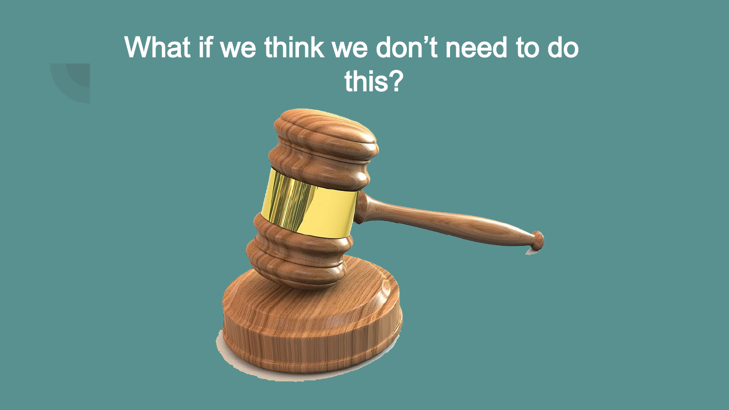# What if we think we don't need to do this?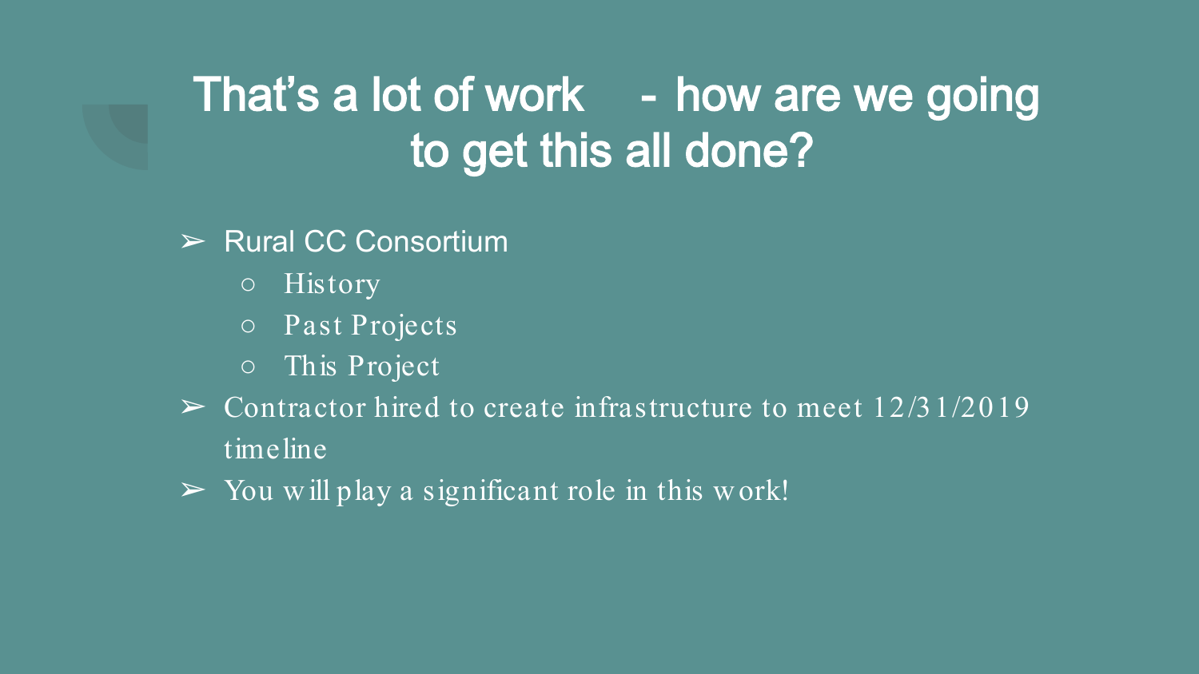# That's a lot of work - how are we going to get this all done?

- Rural CC Consortium
  - History
  - Past Projects
  - This Project
- Contractor hired to create infrastructure to meet 12/31/2019 timeline
- You will play a significant role in this work!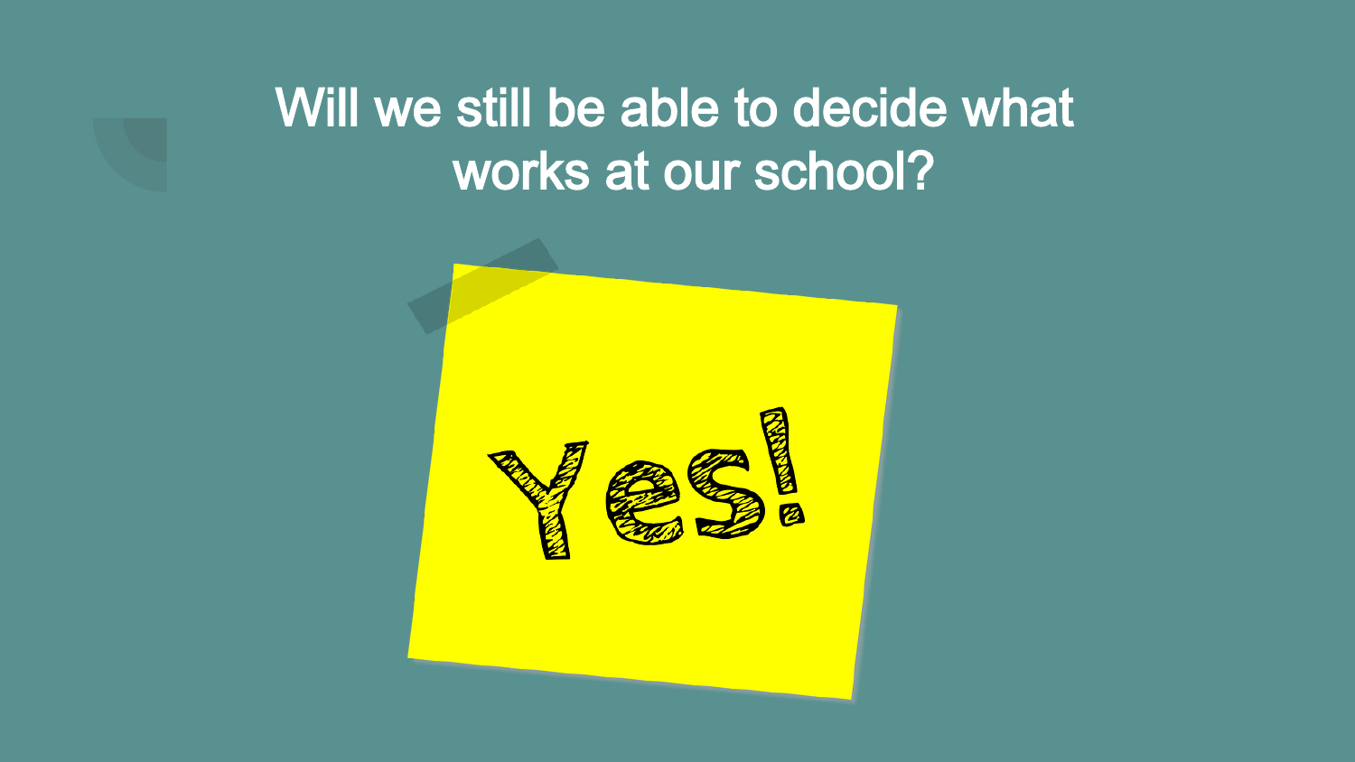# Will we still be able to decide what works at our school?

Yes!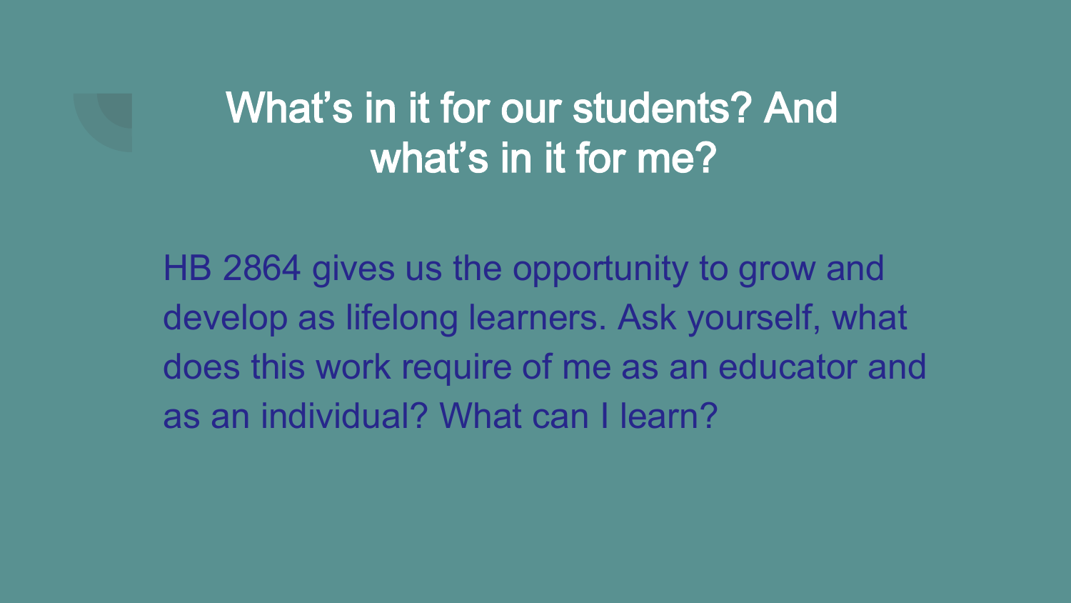# What's in it for our students? And what's in it for me?

HB 2864 gives us the opportunity to grow and develop as lifelong learners. Ask yourself, what does this work require of me as an educator and as an individual? What can I learn?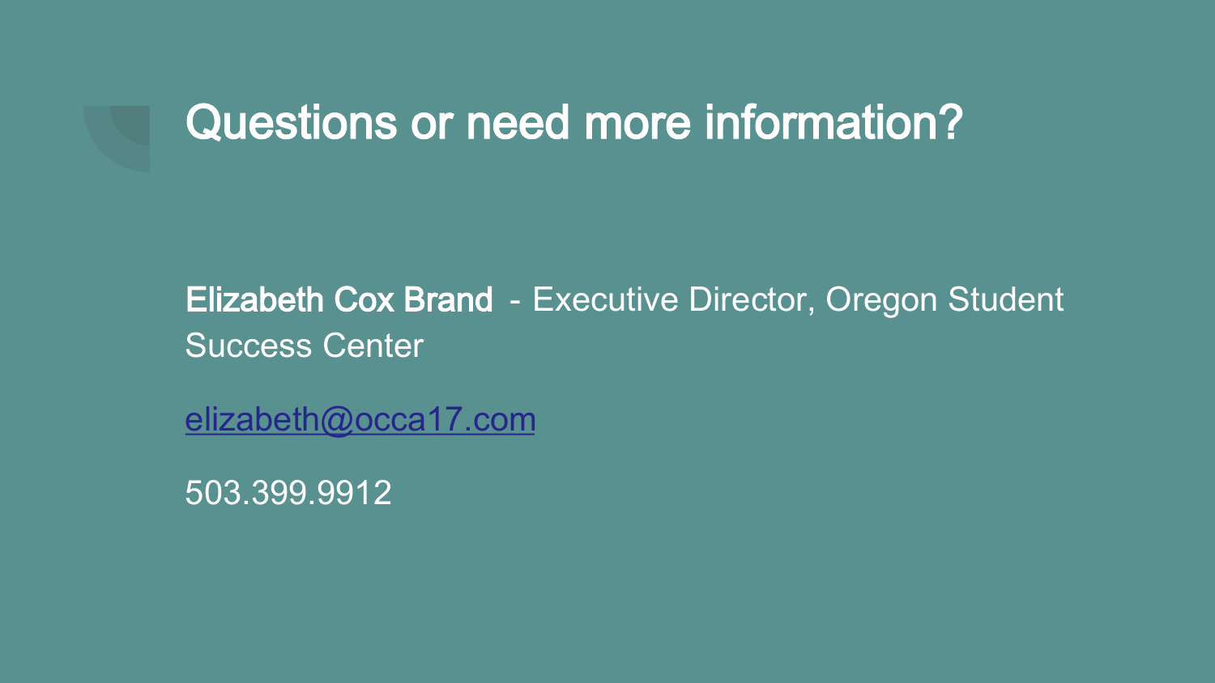# Questions or need more information?

**Elizabeth Cox Brand** - Executive Director, Oregon Student Success Center

elizabeth@occa17.com

503.399.9912